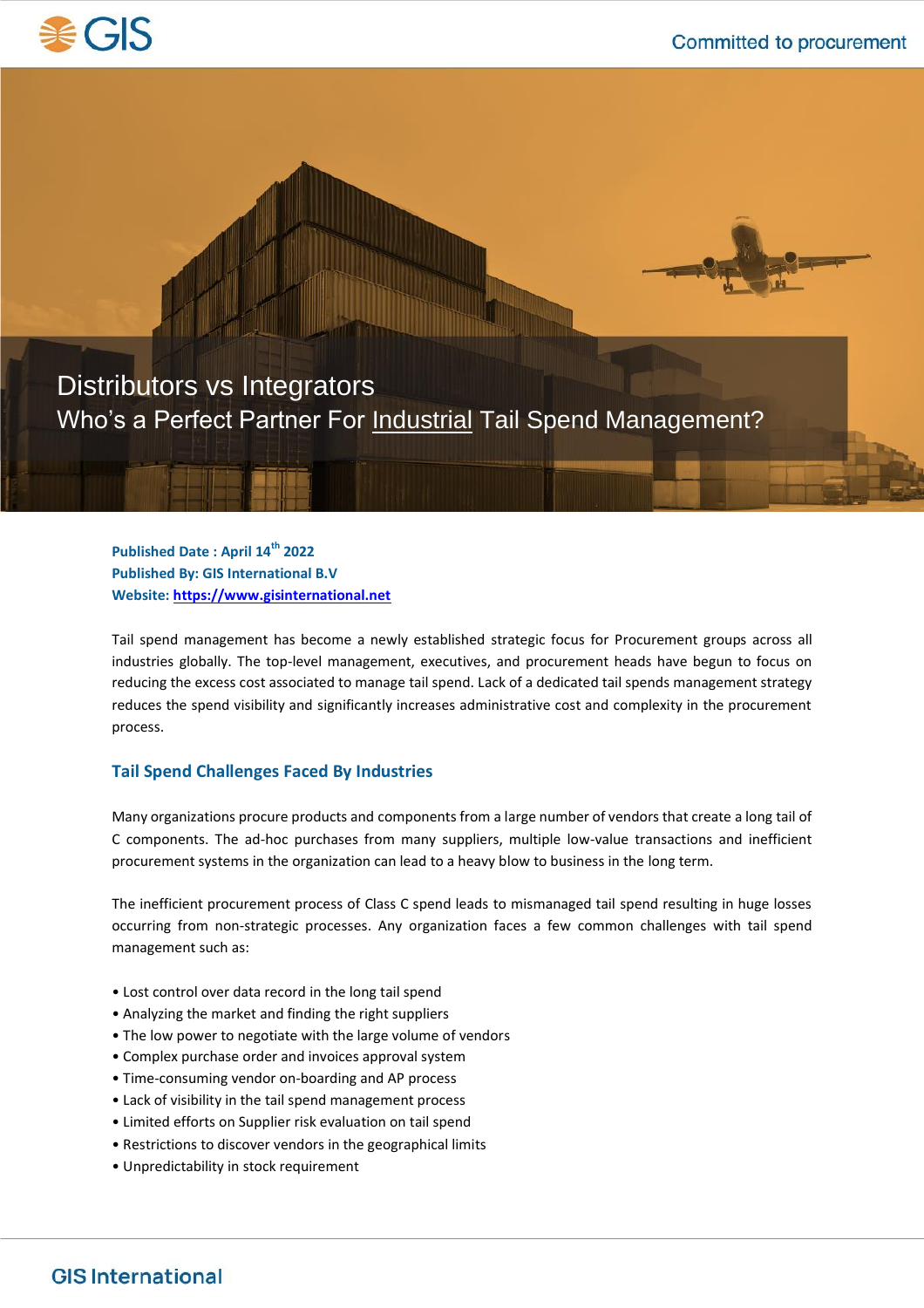# Distributors vs Integrators

## Who's a Perfect Partner For Industrial Tail Spend Management?

**Published Date : April 14th 2022**
**Published By: GIS International B.V**
**Website: [https://www.gisinternational.net](https://www.gisinternational.net)**

Tail spend management has become a newly established strategic focus for Procurement groups across all industries globally. The top-level management, executives, and procurement heads have begun to focus on reducing the excess cost associated to manage tail spend. Lack of a dedicated tail spends management strategy reduces the spend visibility and significantly increases administrative cost and complexity in the procurement process.

### Tail Spend Challenges Faced By Industries

Many organizations procure products and components from a large number of vendors that create a long tail of C components. The ad-hoc purchases from many suppliers, multiple low-value transactions and inefficient procurement systems in the organization can lead to a heavy blow to business in the long term.

The inefficient procurement process of Class C spend leads to mismanaged tail spend resulting in huge losses occurring from non-strategic processes. Any organization faces a few common challenges with tail spend management such as:

- Lost control over data record in the long tail spend
- Analyzing the market and finding the right suppliers
- The low power to negotiate with the large volume of vendors
- Complex purchase order and invoices approval system
- Time-consuming vendor on-boarding and AP process
- Lack of visibility in the tail spend management process
- Limited efforts on Supplier risk evaluation on tail spend
- Restrictions to discover vendors in the geographical limits
- Unpredictability in stock requirement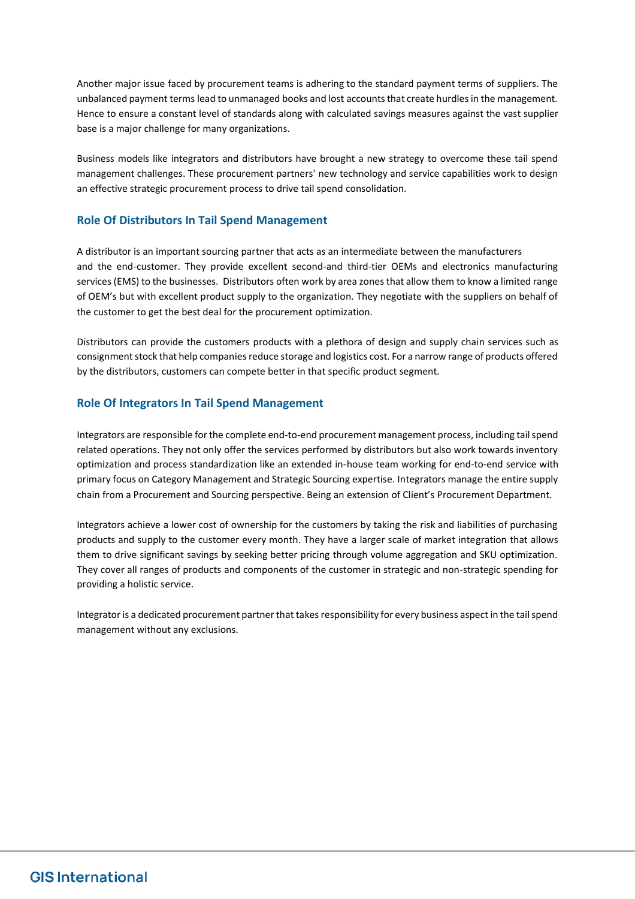Another major issue faced by procurement teams is adhering to the standard payment terms of suppliers. The unbalanced payment terms lead to unmanaged books and lost accounts that create hurdles in the management. Hence to ensure a constant level of standards along with calculated savings measures against the vast supplier base is a major challenge for many organizations.

Business models like integrators and distributors have brought a new strategy to overcome these tail spend management challenges. These procurement partners' new technology and service capabilities work to design an effective strategic procurement process to drive tail spend consolidation.

## Role Of Distributors In Tail Spend Management

A distributor is an important sourcing partner that acts as an intermediate between the manufacturers and the end-customer. They provide excellent second-and third-tier OEMs and electronics manufacturing services (EMS) to the businesses. Distributors often work by area zones that allow them to know a limited range of OEM's but with excellent product supply to the organization. They negotiate with the suppliers on behalf of the customer to get the best deal for the procurement optimization.

Distributors can provide the customers products with a plethora of design and supply chain services such as consignment stock that help companies reduce storage and logistics cost. For a narrow range of products offered by the distributors, customers can compete better in that specific product segment.

## Role Of Integrators In Tail Spend Management

Integrators are responsible for the complete end-to-end procurement management process, including tail spend related operations. They not only offer the services performed by distributors but also work towards inventory optimization and process standardization like an extended in-house team working for end-to-end service with primary focus on Category Management and Strategic Sourcing expertise. Integrators manage the entire supply chain from a Procurement and Sourcing perspective. Being an extension of Client's Procurement Department.

Integrators achieve a lower cost of ownership for the customers by taking the risk and liabilities of purchasing products and supply to the customer every month. They have a larger scale of market integration that allows them to drive significant savings by seeking better pricing through volume aggregation and SKU optimization. They cover all ranges of products and components of the customer in strategic and non-strategic spending for providing a holistic service.

Integrator is a dedicated procurement partner that takes responsibility for every business aspect in the tail spend management without any exclusions.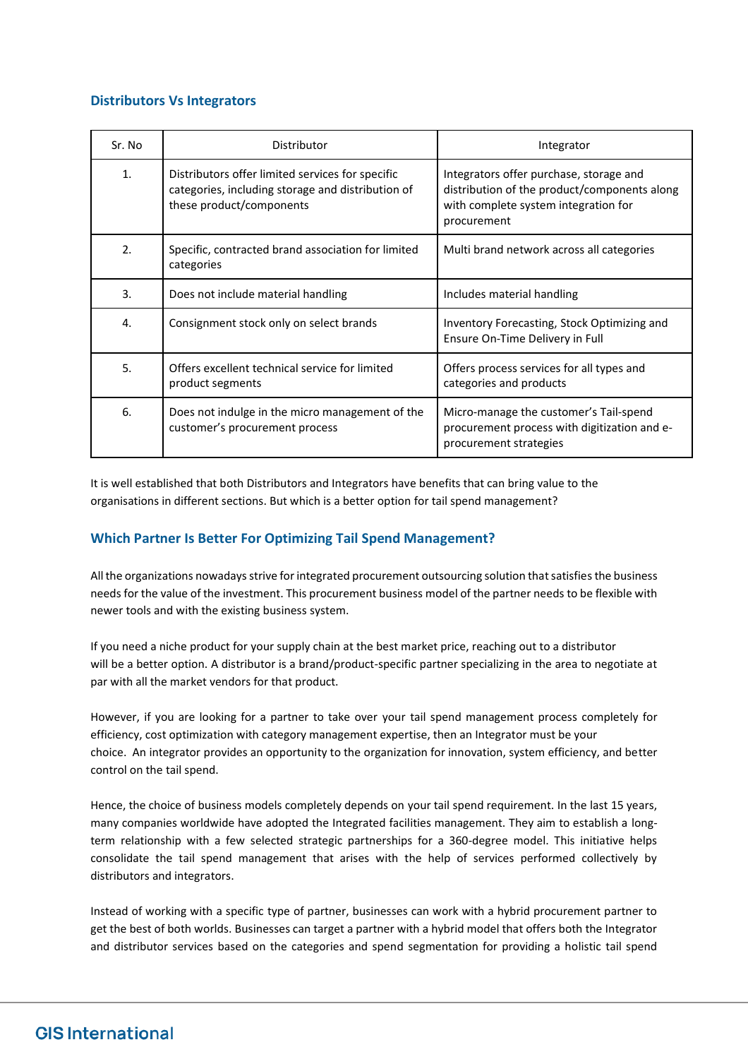## Distributors Vs Integrators

| Sr. No | Distributor | Integrator |
|---|---|---|
| 1. | Distributors offer limited services for specific categories, including storage and distribution of these product/components | Integrators offer purchase, storage and distribution of the product/components along with complete system integration for procurement |
| 2. | Specific, contracted brand association for limited categories | Multi brand network across all categories |
| 3. | Does not include material handling | Includes material handling |
| 4. | Consignment stock only on select brands | Inventory Forecasting, Stock Optimizing and Ensure On-Time Delivery in Full |
| 5. | Offers excellent technical service for limited product segments | Offers process services for all types and categories and products |
| 6. | Does not indulge in the micro management of the customer's procurement process | Micro-manage the customer's Tail-spend procurement process with digitization and e-procurement strategies |

It is well established that both Distributors and Integrators have benefits that can bring value to the organisations in different sections. But which is a better option for tail spend management?

## Which Partner Is Better For Optimizing Tail Spend Management?

All the organizations nowadays strive for integrated procurement outsourcing solution that satisfies the business needs for the value of the investment. This procurement business model of the partner needs to be flexible with newer tools and with the existing business system.

If you need a niche product for your supply chain at the best market price, reaching out to a distributor will be a better option. A distributor is a brand/product-specific partner specializing in the area to negotiate at par with all the market vendors for that product.

However, if you are looking for a partner to take over your tail spend management process completely for efficiency, cost optimization with category management expertise, then an Integrator must be your choice. An integrator provides an opportunity to the organization for innovation, system efficiency, and better control on the tail spend.

Hence, the choice of business models completely depends on your tail spend requirement. In the last 15 years, many companies worldwide have adopted the Integrated facilities management. They aim to establish a long-term relationship with a few selected strategic partnerships for a 360-degree model. This initiative helps consolidate the tail spend management that arises with the help of services performed collectively by distributors and integrators.

Instead of working with a specific type of partner, businesses can work with a hybrid procurement partner to get the best of both worlds. Businesses can target a partner with a hybrid model that offers both the Integrator and distributor services based on the categories and spend segmentation for providing a holistic tail spend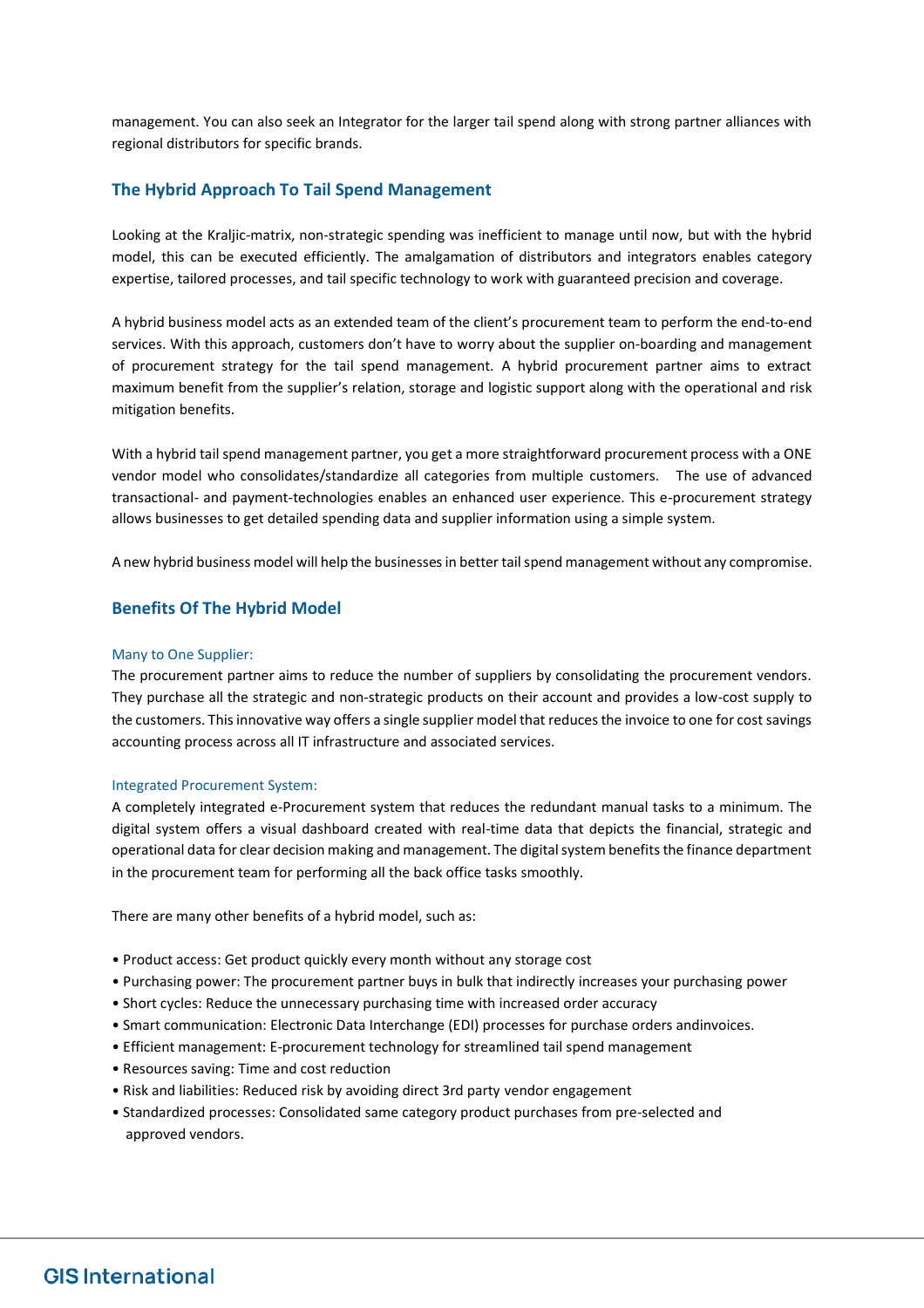management. You can also seek an Integrator for the larger tail spend along with strong partner alliances with regional distributors for specific brands.

## The Hybrid Approach To Tail Spend Management

Looking at the Kraljic-matrix, non-strategic spending was inefficient to manage until now, but with the hybrid model, this can be executed efficiently. The amalgamation of distributors and integrators enables category expertise, tailored processes, and tail specific technology to work with guaranteed precision and coverage.

A hybrid business model acts as an extended team of the client's procurement team to perform the end-to-end services. With this approach, customers don't have to worry about the supplier on-boarding and management of procurement strategy for the tail spend management. A hybrid procurement partner aims to extract maximum benefit from the supplier's relation, storage and logistic support along with the operational and risk mitigation benefits.

With a hybrid tail spend management partner, you get a more straightforward procurement process with a ONE vendor model who consolidates/standardize all categories from multiple customers. The use of advanced transactional- and payment-technologies enables an enhanced user experience. This e-procurement strategy allows businesses to get detailed spending data and supplier information using a simple system.

A new hybrid business model will help the businesses in better tail spend management without any compromise.

## Benefits Of The Hybrid Model

### Many to One Supplier:

The procurement partner aims to reduce the number of suppliers by consolidating the procurement vendors. They purchase all the strategic and non-strategic products on their account and provides a low-cost supply to the customers. This innovative way offers a single supplier model that reduces the invoice to one for cost savings accounting process across all IT infrastructure and associated services.

### Integrated Procurement System:

A completely integrated e-Procurement system that reduces the redundant manual tasks to a minimum. The digital system offers a visual dashboard created with real-time data that depicts the financial, strategic and operational data for clear decision making and management. The digital system benefits the finance department in the procurement team for performing all the back office tasks smoothly.

There are many other benefits of a hybrid model, such as:

- Product access: Get product quickly every month without any storage cost
- Purchasing power: The procurement partner buys in bulk that indirectly increases your purchasing power
- Short cycles: Reduce the unnecessary purchasing time with increased order accuracy
- Smart communication: Electronic Data Interchange (EDI) processes for purchase orders andinvoices.
- Efficient management: E-procurement technology for streamlined tail spend management
- Resources saving: Time and cost reduction
- Risk and liabilities: Reduced risk by avoiding direct 3rd party vendor engagement
- Standardized processes: Consolidated same category product purchases from pre-selected and approved vendors.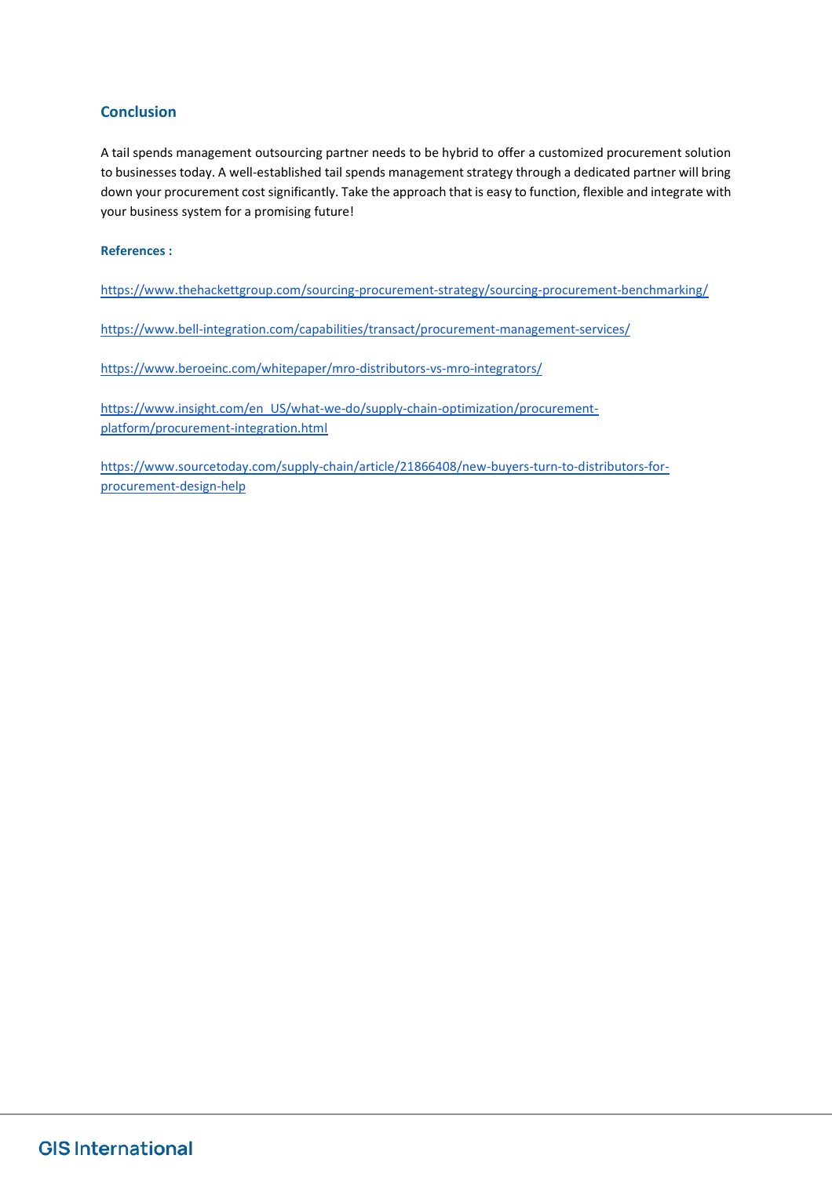## Conclusion

A tail spends management outsourcing partner needs to be hybrid to offer a customized procurement solution to businesses today. A well-established tail spends management strategy through a dedicated partner will bring down your procurement cost significantly. Take the approach that is easy to function, flexible and integrate with your business system for a promising future!

**References :**

https://www.thehackettgroup.com/sourcing-procurement-strategy/sourcing-procurement-benchmarking/

https://www.bell-integration.com/capabilities/transact/procurement-management-services/

https://www.beroeinc.com/whitepaper/mro-distributors-vs-mro-integrators/

https://www.insight.com/en_US/what-we-do/supply-chain-optimization/procurement-platform/procurement-integration.html

https://www.sourcetoday.com/supply-chain/article/21866408/new-buyers-turn-to-distributors-for-procurement-design-help